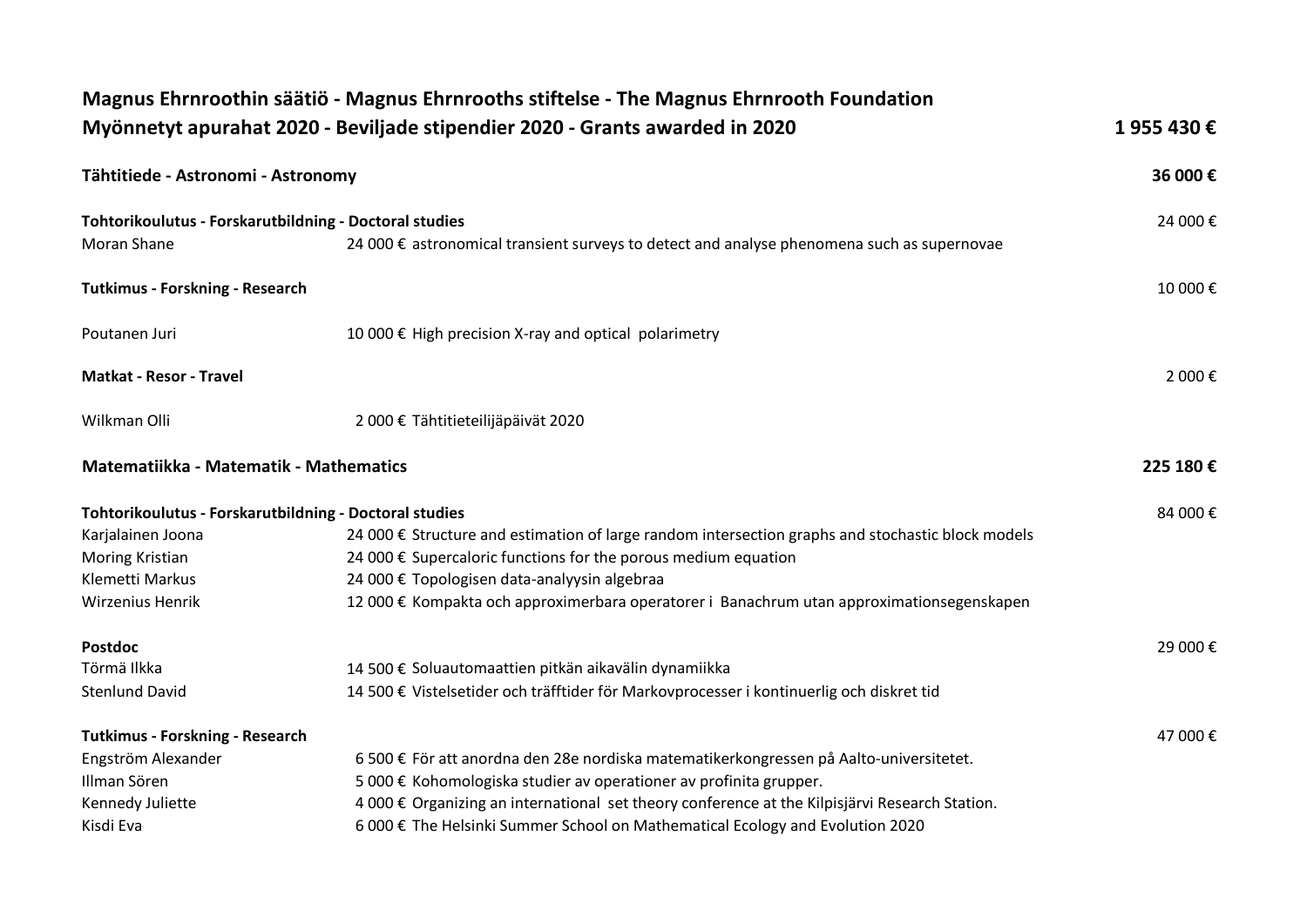# Magnus Ehrnroothin säätiö - Magnus Ehrnrooths stiftelse - The Magnus Ehrnrooth Foundation

## Myönnetyt apurahat 2020 - Beviljade stipendier 2020 - Grants awarded in 2020 — 1 955 430 €

### Tähtitiede - Astronomi - Astronomy — 36 000 €

**Tohtorikoulutus - Forskarutbildning - Doctoral studies** — 24 000 €

| Name | Amount | Description |
|---|---|---|
| Moran Shane | 24 000 € | astronomical transient surveys to detect and analyse phenomena such as supernovae |

**Tutkimus - Forskning - Research** — 10 000 €

| Name | Amount | Description |
|---|---|---|
| Poutanen Juri | 10 000 € | High precision X-ray and optical polarimetry |

**Matkat - Resor - Travel** — 2 000 €

| Name | Amount | Description |
|---|---|---|
| Wilkman Olli | 2 000 € | Tähtitieteilijäpäivät 2020 |

### Matematiikka - Matematik - Mathematics — 225 180 €

**Tohtorikoulutus - Forskarutbildning - Doctoral studies** — 84 000 €

| Name | Amount | Description |
|---|---|---|
| Karjalainen Joona | 24 000 € | Structure and estimation of large random intersection graphs and stochastic block models |
| Moring Kristian | 24 000 € | Supercaloric functions for the porous medium equation |
| Klemetti Markus | 24 000 € | Topologisen data-analyysin algebraa |
| Wirzenius Henrik | 12 000 € | Kompakta och approximerbara operatorer i Banachrum utan approximationsegenskapen |

**Postdoc** — 29 000 €

| Name | Amount | Description |
|---|---|---|
| Törmä Ilkka | 14 500 € | Soluautomaattien pitkän aikavälin dynamiikka |
| Stenlund David | 14 500 € | Vistelsetider och träfftider för Markovprocesser i kontinuerlig och diskret tid |

**Tutkimus - Forskning - Research** — 47 000 €

| Name | Amount | Description |
|---|---|---|
| Engström Alexander | 6 500 € | För att anordna den 28e nordiska matematikerkongressen på Aalto-universitetet. |
| Illman Sören | 5 000 € | Kohomologiska studier av operationer av profinita grupper. |
| Kennedy Juliette | 4 000 € | Organizing an international set theory conference at the Kilpisjärvi Research Station. |
| Kisdi Eva | 6 000 € | The Helsinki Summer School on Mathematical Ecology and Evolution 2020 |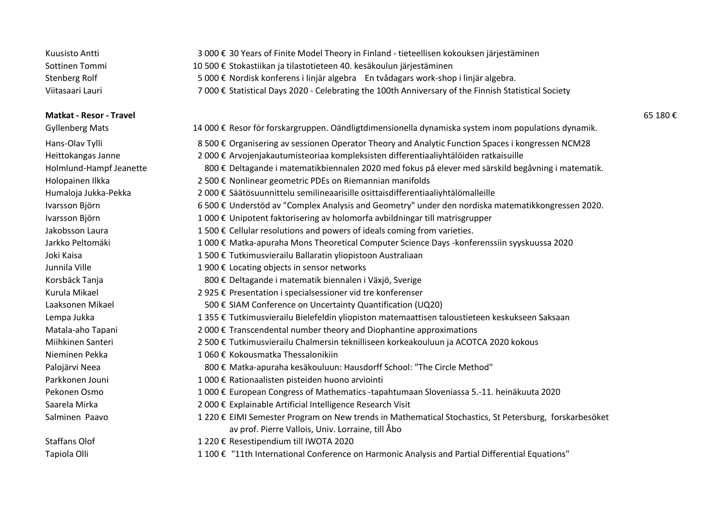| | | |
|---|---|---|
| Kuusisto Antti | 3 000 € | 30 Years of Finite Model Theory in Finland - tieteellisen kokouksen järjestäminen |
| Sottinen Tommi | 10 500 € | Stokastiikan ja tilastotieteen 40. kesäkoulun järjestäminen |
| Stenberg Rolf | 5 000 € | Nordisk konferens i linjär algebra En tvådagars work-shop i linjär algebra. |
| Viitasaari Lauri | 7 000 € | Statistical Days 2020 - Celebrating the 100th Anniversary of the Finnish Statistical Society |

**Matkat - Resor - Travel** 65 180 €

| | | |
|---|---|---|
| Gyllenberg Mats | 14 000 € | Resor för forskargruppen. Oändligtdimensionella dynamiska system inom populations dynamik. |
| Hans-Olav Tylli | 8 500 € | Organisering av sessionen Operator Theory and Analytic Function Spaces i kongressen NCM28 |
| Heittokangas Janne | 2 000 € | Arvojenjakautumisteoriaa kompleksisten differentiaaliyhtälöiden ratkaisuille |
| Holmlund-Hampf Jeanette | 800 € | Deltagande i matematikbiennalen 2020 med fokus på elever med särskild begåvning i matematik. |
| Holopainen Ilkka | 2 500 € | Nonlinear geometric PDEs on Riemannian manifolds |
| Humaloja Jukka-Pekka | 2 000 € | Säätösuunnittelu semilineaarisille osittaisdifferentiaaliyhtälömalleille |
| Ivarsson Björn | 6 500 € | Understöd av "Complex Analysis and Geometry" under den nordiska matematikkongressen 2020. |
| Ivarsson Björn | 1 000 € | Unipotent faktorisering av holomorfa avbildningar till matrisgrupper |
| Jakobsson Laura | 1 500 € | Cellular resolutions and powers of ideals coming from varieties. |
| Jarkko Peltomäki | 1 000 € | Matka-apuraha Mons Theoretical Computer Science Days -konferenssiin syyskuussa 2020 |
| Joki Kaisa | 1 500 € | Tutkimusvierailu Ballaratin yliopistoon Australiaan |
| Junnila Ville | 1 900 € | Locating objects in sensor networks |
| Korsbäck Tanja | 800 € | Deltagande i matematik biennalen i Växjö, Sverige |
| Kurula Mikael | 2 925 € | Presentation i specialsessioner vid tre konferenser |
| Laaksonen Mikael | 500 € | SIAM Conference on Uncertainty Quantification (UQ20) |
| Lempa Jukka | 1 355 € | Tutkimusvierailu Bielefeldin yliopiston matemaattisen taloustieteen keskukseen Saksaan |
| Matala-aho Tapani | 2 000 € | Transcendental number theory and Diophantine approximations |
| Miihkinen Santeri | 2 500 € | Tutkimusvierailu Chalmersin teknilliseen korkeakouluun ja ACOTCA 2020 kokous |
| Nieminen Pekka | 1 060 € | Kokousmatka Thessalonikiin |
| Palojärvi Neea | 800 € | Matka-apuraha kesäkouluun: Hausdorff School: "The Circle Method" |
| Parkkonen Jouni | 1 000 € | Rationaalisten pisteiden huono arviointi |
| Pekonen Osmo | 1 000 € | European Congress of Mathematics -tapahtumaan Sloveniassa 5.-11. heinäkuuta 2020 |
| Saarela Mirka | 2 000 € | Explainable Artificial Intelligence Research Visit |
| Salminen Paavo | 1 220 € | EIMI Semester Program on New trends in Mathematical Stochastics, St Petersburg, forskarbesöket av prof. Pierre Vallois, Univ. Lorraine, till Åbo |
| Staffans Olof | 1 220 € | Resestipendium till IWOTA 2020 |
| Tapiola Olli | 1 100 € | "11th International Conference on Harmonic Analysis and Partial Differential Equations" |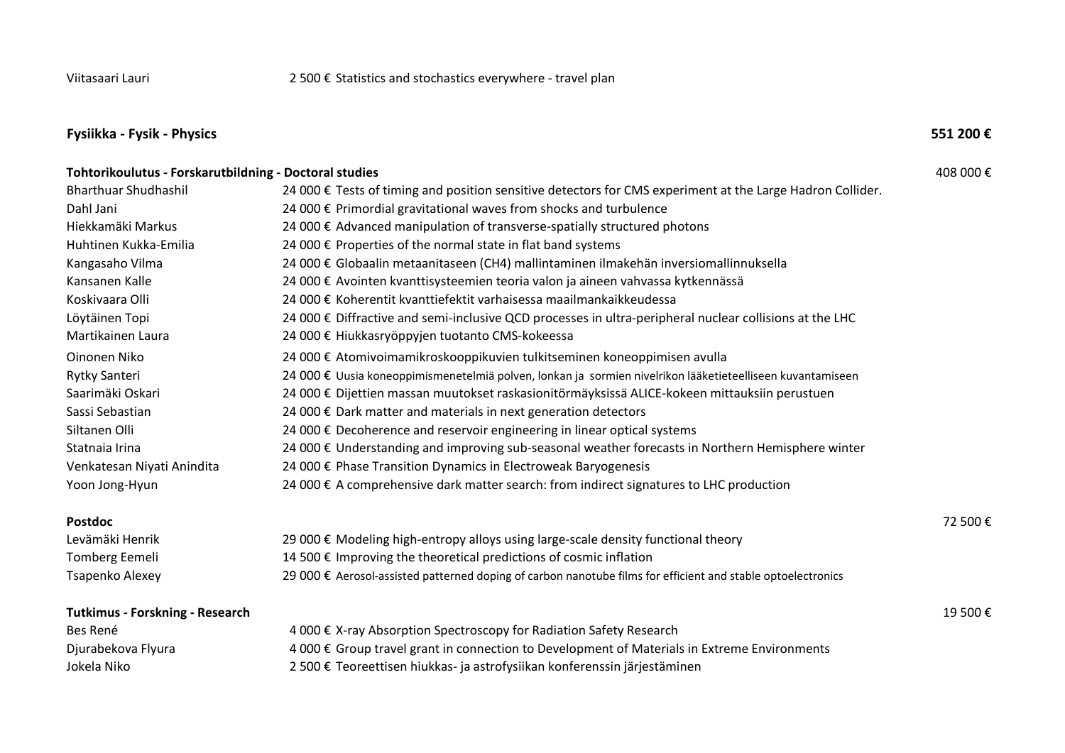| | | |
|---|---|---|
| Viitasaari Lauri | 2 500 € Statistics and stochastics everywhere - travel plan | |

## Fysiikka - Fysik - Physics — 551 200 €

### Tohtorikoulutus - Forskarutbildning - Doctoral studies — 408 000 €

| Name | Amount | Project |
|---|---|---|
| Bharthuar Shudhashil | 24 000 € | Tests of timing and position sensitive detectors for CMS experiment at the Large Hadron Collider. |
| Dahl Jani | 24 000 € | Primordial gravitational waves from shocks and turbulence |
| Hiekkamäki Markus | 24 000 € | Advanced manipulation of transverse-spatially structured photons |
| Huhtinen Kukka-Emilia | 24 000 € | Properties of the normal state in flat band systems |
| Kangasaho Vilma | 24 000 € | Globaalin metaanitaseen ($CH_4$) mallintaminen ilmakehän inversiomallinnuksella |
| Kansanen Kalle | 24 000 € | Avointen kvanttisysteemien teoria valon ja aineen vahvassa kytkennässä |
| Koskivaara Olli | 24 000 € | Koherentit kvanttiefektit varhaisessa maailmankaikkeudessa |
| Löytäinen Topi | 24 000 € | Diffractive and semi-inclusive QCD processes in ultra-peripheral nuclear collisions at the LHC |
| Martikainen Laura | 24 000 € | Hiukkasryöppyjen tuotanto CMS-kokeessa |
| Oinonen Niko | 24 000 € | Atomivoimamikroskooppikuvien tulkitseminen koneoppimisen avulla |
| Rytky Santeri | 24 000 € | Uusia koneoppimismenetelmiä polven, lonkan ja sormien nivelrikon lääketieteelliseen kuvantamiseen |
| Saarimäki Oskari | 24 000 € | Dijettien massan muutokset raskasionitörmäyksissä ALICE-kokeen mittauksiin perustuen |
| Sassi Sebastian | 24 000 € | Dark matter and materials in next generation detectors |
| Siltanen Olli | 24 000 € | Decoherence and reservoir engineering in linear optical systems |
| Statnaia Irina | 24 000 € | Understanding and improving sub-seasonal weather forecasts in Northern Hemisphere winter |
| Venkatesan Niyati Anindita | 24 000 € | Phase Transition Dynamics in Electroweak Baryogenesis |
| Yoon Jong-Hyun | 24 000 € | A comprehensive dark matter search: from indirect signatures to LHC production |

### Postdoc — 72 500 €

| Name | Amount | Project |
|---|---|---|
| Levämäki Henrik | 29 000 € | Modeling high-entropy alloys using large-scale density functional theory |
| Tomberg Eemeli | 14 500 € | Improving the theoretical predictions of cosmic inflation |
| Tsapenko Alexey | 29 000 € | Aerosol-assisted patterned doping of carbon nanotube films for efficient and stable optoelectronics |

### Tutkimus - Forskning - Research — 19 500 €

| Name | Amount | Project |
|---|---|---|
| Bes René | 4 000 € | X-ray Absorption Spectroscopy for Radiation Safety Research |
| Djurabekova Flyura | 4 000 € | Group travel grant in connection to Development of Materials in Extreme Environments |
| Jokela Niko | 2 500 € | Teoreettisen hiukkas- ja astrofysiikan konferenssin järjestäminen |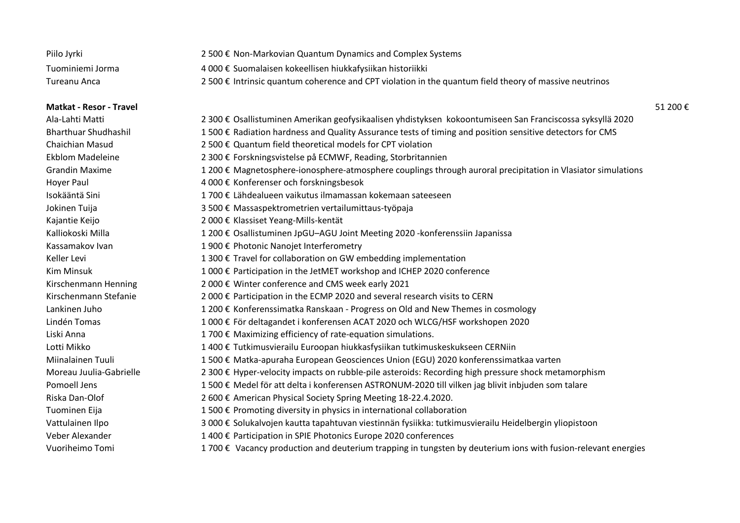| | | |
|---|---|---|
| Piilo Jyrki | 2 500 € | Non-Markovian Quantum Dynamics and Complex Systems |
| Tuominiemi Jorma | 4 000 € | Suomalaisen kokeellisen hiukkafysiikan historiikki |
| Tureanu Anca | 2 500 € | Intrinsic quantum coherence and CPT violation in the quantum field theory of massive neutrinos |

**Matkat - Resor - Travel** 51 200 €

| | | |
|---|---|---|
| Ala-Lahti Matti | 2 300 € | Osallistuminen Amerikan geofysikaalisen yhdistyksen kokoontumiseen San Franciscossa syksyllä 2020 |
| Bharthuar Shudhashil | 1 500 € | Radiation hardness and Quality Assurance tests of timing and position sensitive detectors for CMS |
| Chaichian Masud | 2 500 € | Quantum field theoretical models for CPT violation |
| Ekblom Madeleine | 2 300 € | Forskningsvistelse på ECMWF, Reading, Storbritannien |
| Grandin Maxime | 1 200 € | Magnetosphere-ionosphere-atmosphere couplings through auroral precipitation in Vlasiator simulations |
| Hoyer Paul | 4 000 € | Konferenser och forskningsbesok |
| Isokääntä Sini | 1 700 € | Lähdealueen vaikutus ilmamassan kokemaan sateeseen |
| Jokinen Tuija | 3 500 € | Massaspektrometrien vertailumittaus-työpaja |
| Kajantie Keijo | 2 000 € | Klassiset Yeang-Mills-kentät |
| Kalliokoski Milla | 1 200 € | Osallistuminen JpGU–AGU Joint Meeting 2020 -konferenssiin Japanissa |
| Kassamakov Ivan | 1 900 € | Photonic Nanojet Interferometry |
| Keller Levi | 1 300 € | Travel for collaboration on GW embedding implementation |
| Kim Minsuk | 1 000 € | Participation in the JetMET workshop and ICHEP 2020 conference |
| Kirschenmann Henning | 2 000 € | Winter conference and CMS week early 2021 |
| Kirschenmann Stefanie | 2 000 € | Participation in the ECMP 2020 and several research visits to CERN |
| Lankinen Juho | 1 200 € | Konferenssimatka Ranskaan - Progress on Old and New Themes in cosmology |
| Lindén Tomas | 1 000 € | För deltagandet i konferensen ACAT 2020 och WLCG/HSF workshopen 2020 |
| Liski Anna | 1 700 € | Maximizing efficiency of rate-equation simulations. |
| Lotti Mikko | 1 400 € | Tutkimusvierailu Euroopan hiukkasfysiikan tutkimuskeskukseen CERNiin |
| Miinalainen Tuuli | 1 500 € | Matka-apuraha European Geosciences Union (EGU) 2020 konferenssimatkaa varten |
| Moreau Juulia-Gabrielle | 2 300 € | Hyper-velocity impacts on rubble-pile asteroids: Recording high pressure shock metamorphism |
| Pomoell Jens | 1 500 € | Medel för att delta i konferensen ASTRONUM-2020 till vilken jag blivit inbjuden som talare |
| Riska Dan-Olof | 2 600 € | American Physical Society Spring Meeting 18-22.4.2020. |
| Tuominen Eija | 1 500 € | Promoting diversity in physics in international collaboration |
| Vattulainen Ilpo | 3 000 € | Solukalvojen kautta tapahtuvan viestinnän fysiikka: tutkimusvierailu Heidelbergin yliopistoon |
| Veber Alexander | 1 400 € | Participation in SPIE Photonics Europe 2020 conferences |
| Vuoriheimo Tomi | 1 700 € | Vacancy production and deuterium trapping in tungsten by deuterium ions with fusion-relevant energies |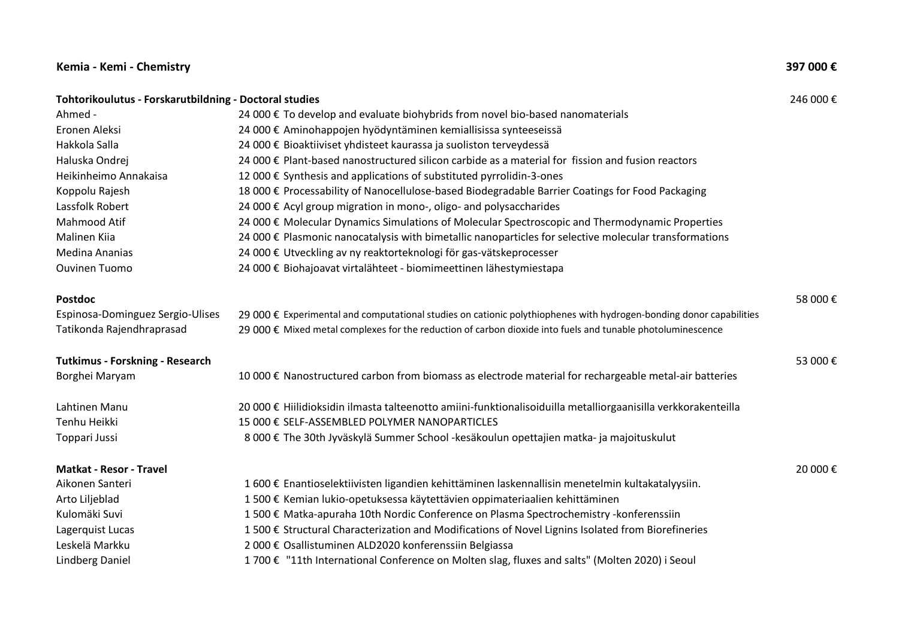## Kemia - Kemi - Chemistry — 397 000 €

### Tohtorikoulutus - Forskarutbildning - Doctoral studies — 246 000 €

| Name | Amount | Project |
|---|---|---|
| Ahmed - | 24 000 € | To develop and evaluate biohybrids from novel bio-based nanomaterials |
| Eronen Aleksi | 24 000 € | Aminohappojen hyödyntäminen kemiallisissa synteeseissä |
| Hakkola Salla | 24 000 € | Bioaktiiviset yhdisteet kaurassa ja suoliston terveydessä |
| Haluska Ondrej | 24 000 € | Plant-based nanostructured silicon carbide as a material for fission and fusion reactors |
| Heikinheimo Annakaisa | 12 000 € | Synthesis and applications of substituted pyrrolidin-3-ones |
| Koppolu Rajesh | 18 000 € | Processability of Nanocellulose-based Biodegradable Barrier Coatings for Food Packaging |
| Lassfolk Robert | 24 000 € | Acyl group migration in mono-, oligo- and polysaccharides |
| Mahmood Atif | 24 000 € | Molecular Dynamics Simulations of Molecular Spectroscopic and Thermodynamic Properties |
| Malinen Kiia | 24 000 € | Plasmonic nanocatalysis with bimetallic nanoparticles for selective molecular transformations |
| Medina Ananias | 24 000 € | Utveckling av ny reaktorteknologi för gas-vätskeprocesser |
| Ouvinen Tuomo | 24 000 € | Biohajoavat virtalähteet - biomimeettinen lähestymiestapa |

### Postdoc — 58 000 €

| Name | Amount | Project |
|---|---|---|
| Espinosa-Dominguez Sergio-Ulises | 29 000 € | Experimental and computational studies on cationic polythiophenes with hydrogen-bonding donor capabilities |
| Tatikonda Rajendhraprasad | 29 000 € | Mixed metal complexes for the reduction of carbon dioxide into fuels and tunable photoluminescence |

### Tutkimus - Forskning - Research — 53 000 €

| Name | Amount | Project |
|---|---|---|
| Borghei Maryam | 10 000 € | Nanostructured carbon from biomass as electrode material for rechargeable metal-air batteries |
| Lahtinen Manu | 20 000 € | Hiilidioksidin ilmasta talteenotto amiini-funktionalisoiduilla metalliorgaanisilla verkkorakenteilla |
| Tenhu Heikki | 15 000 € | SELF-ASSEMBLED POLYMER NANOPARTICLES |
| Toppari Jussi | 8 000 € | The 30th Jyväskylä Summer School -kesäkoulun opettajien matka- ja majoituskulut |

### Matkat - Resor - Travel — 20 000 €

| Name | Amount | Project |
|---|---|---|
| Aikonen Santeri | 1 600 € | Enantioselektiivisten ligandien kehittäminen laskennallisin menetelmin kultakatalyysiin. |
| Arto Liljeblad | 1 500 € | Kemian lukio-opetuksessa käytettävien oppimateriaalien kehittäminen |
| Kulomäki Suvi | 1 500 € | Matka-apuraha 10th Nordic Conference on Plasma Spectrochemistry -konferenssiin |
| Lagerquist Lucas | 1 500 € | Structural Characterization and Modifications of Novel Lignins Isolated from Biorefineries |
| Leskelä Markku | 2 000 € | Osallistuminen ALD2020 konferenssiin Belgiassa |
| Lindberg Daniel | 1 700 € | "11th International Conference on Molten slag, fluxes and salts" (Molten 2020) i Seoul |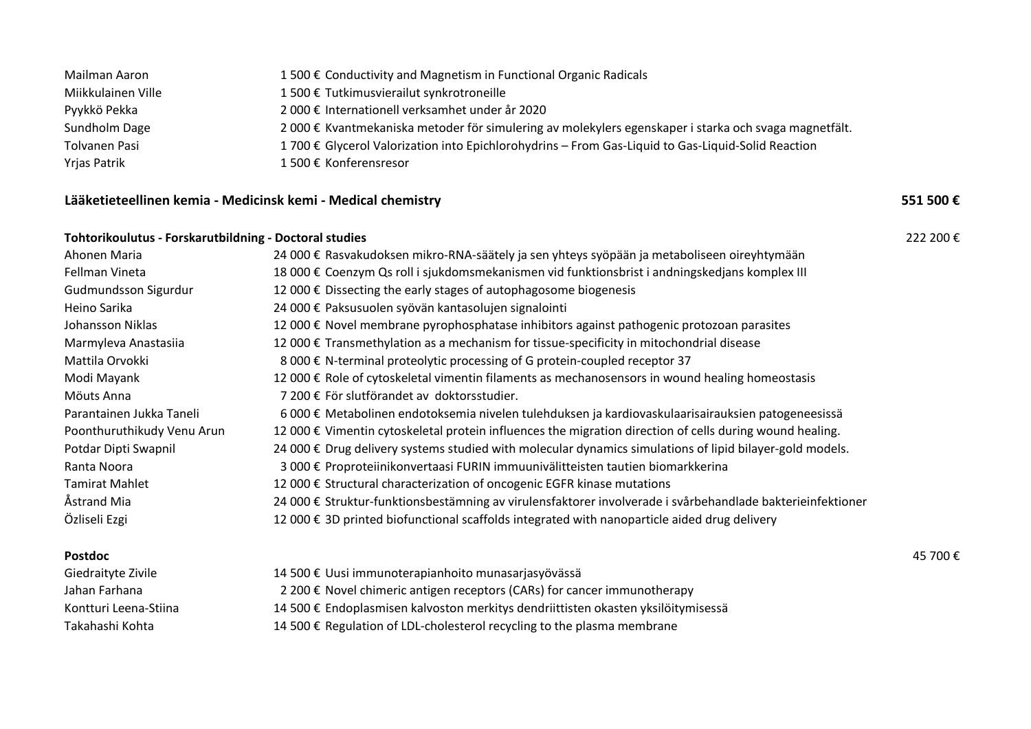| | | |
|---|---|---|
| Mailman Aaron | 1 500 € | Conductivity and Magnetism in Functional Organic Radicals |
| Miikkulainen Ville | 1 500 € | Tutkimusvierailut synkrotroneille |
| Pyykkö Pekka | 2 000 € | Internationell verksamhet under år 2020 |
| Sundholm Dage | 2 000 € | Kvantmekaniska metoder för simulering av molekylers egenskaper i starka och svaga magnetfält. |
| Tolvanen Pasi | 1 700 € | Glycerol Valorization into Epichlorohydrins – From Gas-Liquid to Gas-Liquid-Solid Reaction |
| Yrjas Patrik | 1 500 € | Konferensresor |

## Lääketieteellinen kemia - Medicinsk kemi - Medical chemistry — 551 500 €

### Tohtorikoulutus - Forskarutbildning - Doctoral studies — 222 200 €

| | | |
|---|---|---|
| Ahonen Maria | 24 000 € | Rasvakudoksen mikro-RNA-säätely ja sen yhteys syöpään ja metaboliseen oireyhtymään |
| Fellman Vineta | 18 000 € | Coenzym Qs roll i sjukdomsmekanismen vid funktionsbrist i andningskedjans komplex III |
| Gudmundsson Sigurdur | 12 000 € | Dissecting the early stages of autophagosome biogenesis |
| Heino Sarika | 24 000 € | Paksusuolen syövän kantasolujen signalointi |
| Johansson Niklas | 12 000 € | Novel membrane pyrophosphatase inhibitors against pathogenic protozoan parasites |
| Marmyleva Anastasiia | 12 000 € | Transmethylation as a mechanism for tissue-specificity in mitochondrial disease |
| Mattila Orvokki | 8 000 € | N-terminal proteolytic processing of G protein-coupled receptor 37 |
| Modi Mayank | 12 000 € | Role of cytoskeletal vimentin filaments as mechanosensors in wound healing homeostasis |
| Möuts Anna | 7 200 € | För slutförandet av doktorsstudier. |
| Parantainen Jukka Taneli | 6 000 € | Metabolinen endotoksemia nivelen tulehduksen ja kardiovaskulaarisairauksien patogeneesissä |
| Poonthuruthikudy Venu Arun | 12 000 € | Vimentin cytoskeletal protein influences the migration direction of cells during wound healing. |
| Potdar Dipti Swapnil | 24 000 € | Drug delivery systems studied with molecular dynamics simulations of lipid bilayer-gold models. |
| Ranta Noora | 3 000 € | Proproteiinikonvertaasi FURIN immuunivälitteisten tautien biomarkkerina |
| Tamirat Mahlet | 12 000 € | Structural characterization of oncogenic EGFR kinase mutations |
| Åstrand Mia | 24 000 € | Struktur-funktionsbestämning av virulensfaktorer involverade i svårbehandlade bakterieinfektioner |
| Özliseli Ezgi | 12 000 € | 3D printed biofunctional scaffolds integrated with nanoparticle aided drug delivery |

### Postdoc — 45 700 €

| | | |
|---|---|---|
| Giedraityte Zivile | 14 500 € | Uusi immunoterapianhoito munasarjasyövässä |
| Jahan Farhana | 2 200 € | Novel chimeric antigen receptors (CARs) for cancer immunotherapy |
| Kontturi Leena-Stiina | 14 500 € | Endoplasmisen kalvoston merkitys dendriittisten okasten yksilöitymisessä |
| Takahashi Kohta | 14 500 € | Regulation of LDL-cholesterol recycling to the plasma membrane |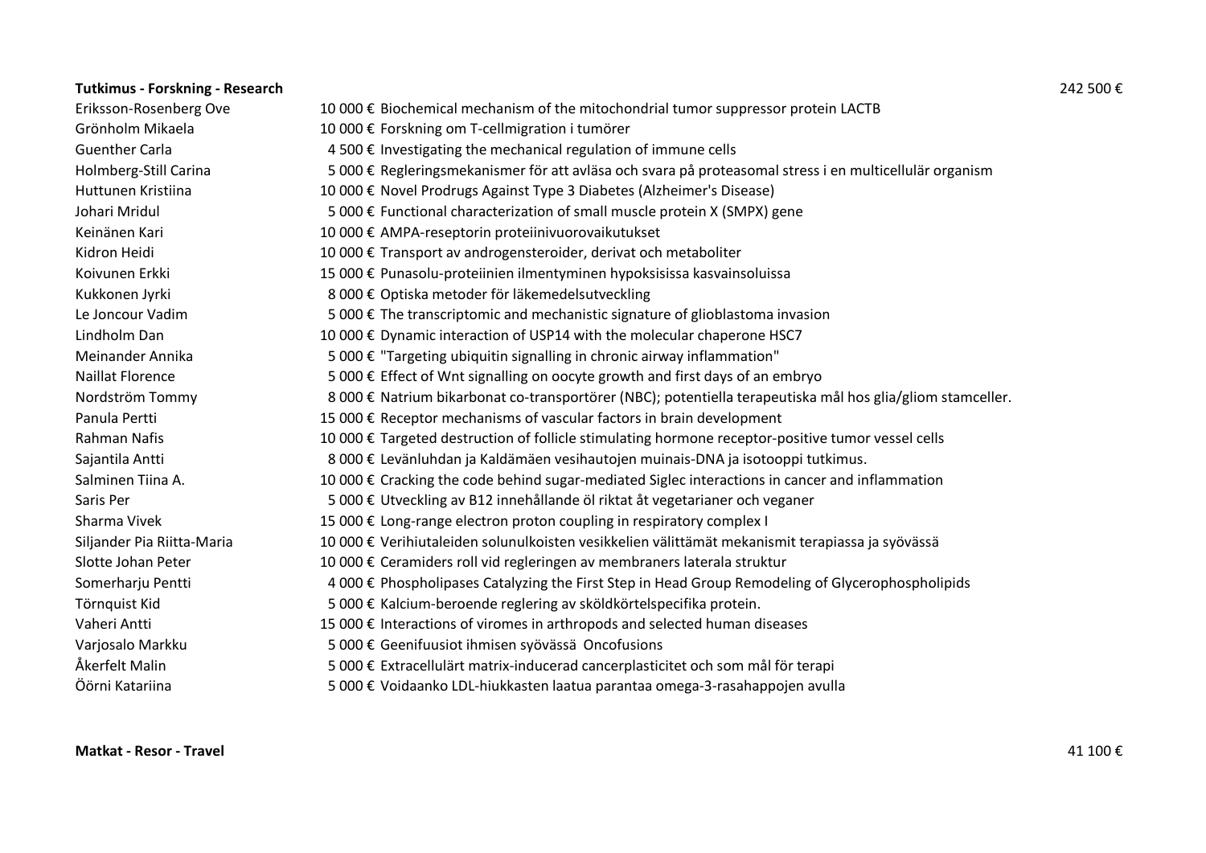**Tutkimus - Forskning - Research** 242 500 €

| Name | Amount | Project |
|---|---|---|
| Eriksson-Rosenberg Ove | 10 000 € | Biochemical mechanism of the mitochondrial tumor suppressor protein LACTB |
| Grönholm Mikaela | 10 000 € | Forskning om T-cellmigration i tumörer |
| Guenther Carla | 4 500 € | Investigating the mechanical regulation of immune cells |
| Holmberg-Still Carina | 5 000 € | Regleringsmekanismer för att avläsa och svara på proteasomal stress i en multicellulär organism |
| Huttunen Kristiina | 10 000 € | Novel Prodrugs Against Type 3 Diabetes (Alzheimer's Disease) |
| Johari Mridul | 5 000 € | Functional characterization of small muscle protein X (SMPX) gene |
| Keinänen Kari | 10 000 € | AMPA-reseptorin proteiinivuorovaikutukset |
| Kidron Heidi | 10 000 € | Transport av androgensteroider, derivat och metaboliter |
| Koivunen Erkki | 15 000 € | Punasolu-proteiinien ilmentyminen hypoksisissa kasvainsoluissa |
| Kukkonen Jyrki | 8 000 € | Optiska metoder för läkemedelsutveckling |
| Le Joncour Vadim | 5 000 € | The transcriptomic and mechanistic signature of glioblastoma invasion |
| Lindholm Dan | 10 000 € | Dynamic interaction of USP14 with the molecular chaperone HSC7 |
| Meinander Annika | 5 000 € | "Targeting ubiquitin signalling in chronic airway inflammation" |
| Naillat Florence | 5 000 € | Effect of Wnt signalling on oocyte growth and first days of an embryo |
| Nordström Tommy | 8 000 € | Natrium bikarbonat co-transportörer (NBC); potentiella terapeutiska mål hos glia/gliom stamceller. |
| Panula Pertti | 15 000 € | Receptor mechanisms of vascular factors in brain development |
| Rahman Nafis | 10 000 € | Targeted destruction of follicle stimulating hormone receptor-positive tumor vessel cells |
| Sajantila Antti | 8 000 € | Levänluhdan ja Kaldämäen vesihautojen muinais-DNA ja isotooppi tutkimus. |
| Salminen Tiina A. | 10 000 € | Cracking the code behind sugar-mediated Siglec interactions in cancer and inflammation |
| Saris Per | 5 000 € | Utveckling av B12 innehållande öl riktat åt vegetarianer och veganer |
| Sharma Vivek | 15 000 € | Long-range electron proton coupling in respiratory complex I |
| Siljander Pia Riitta-Maria | 10 000 € | Verihiutaleiden solunulkoisten vesikkelien välittämät mekanismit terapiassa ja syövässä |
| Slotte Johan Peter | 10 000 € | Ceramiders roll vid regleringen av membraners laterala struktur |
| Somerharju Pentti | 4 000 € | Phospholipases Catalyzing the First Step in Head Group Remodeling of Glycerophospholipids |
| Törnquist Kid | 5 000 € | Kalcium-beroende reglering av sköldkörtelspecifika protein. |
| Vaheri Antti | 15 000 € | Interactions of viromes in arthropods and selected human diseases |
| Varjosalo Markku | 5 000 € | Geenifuusiot ihmisen syövässä Oncofusions |
| Åkerfelt Malin | 5 000 € | Extracellulärt matrix-inducerad cancerplasticitet och som mål för terapi |
| Öörni Katariina | 5 000 € | Voidaanko LDL-hiukkasten laatua parantaa omega-3-rasahappojen avulla |

**Matkat - Resor - Travel** 41 100 €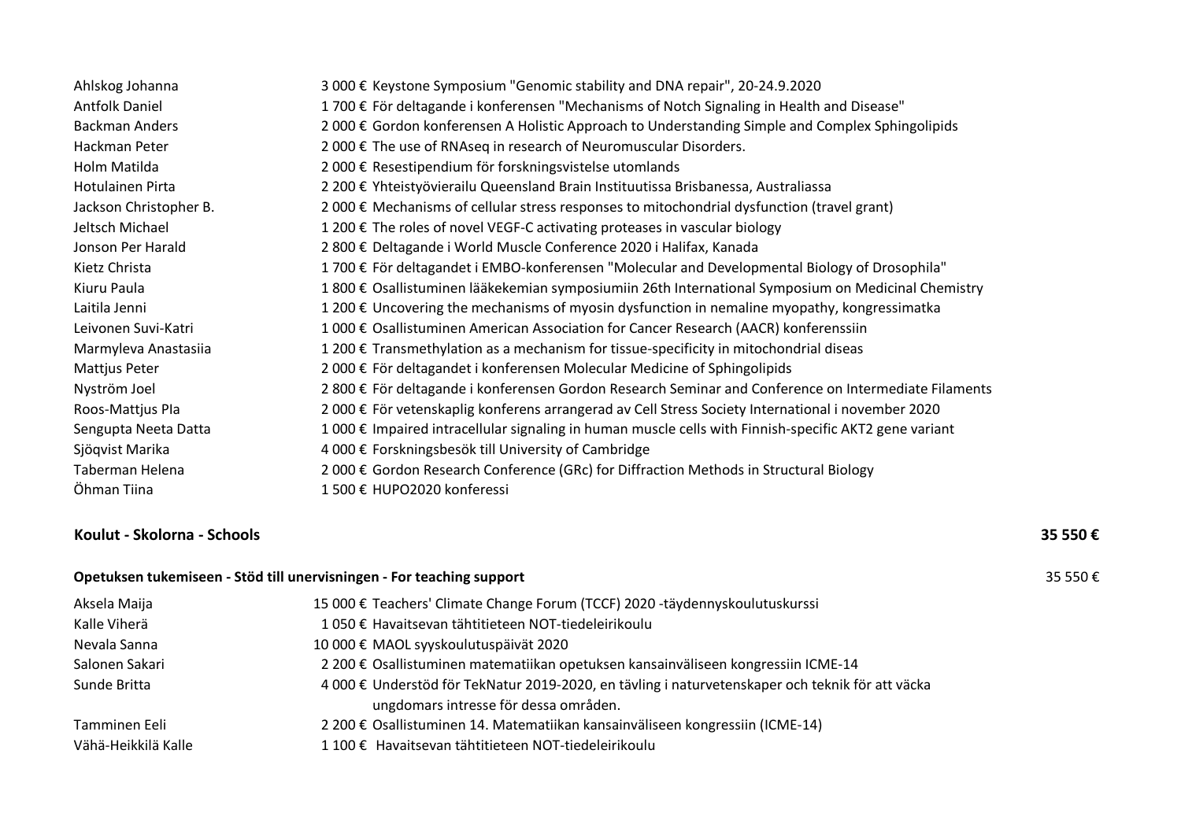| | | |
|---|---|---|
| Ahlskog Johanna | 3 000 € | Keystone Symposium "Genomic stability and DNA repair", 20-24.9.2020 |
| Antfolk Daniel | 1 700 € | För deltagande i konferensen "Mechanisms of Notch Signaling in Health and Disease" |
| Backman Anders | 2 000 € | Gordon konferensen A Holistic Approach to Understanding Simple and Complex Sphingolipids |
| Hackman Peter | 2 000 € | The use of RNAseq in research of Neuromuscular Disorders. |
| Holm Matilda | 2 000 € | Resestipendium för forskningsvistelse utomlands |
| Hotulainen Pirta | 2 200 € | Yhteistyövierailu Queensland Brain Instituutissa Brisbanessa, Australiassa |
| Jackson Christopher B. | 2 000 € | Mechanisms of cellular stress responses to mitochondrial dysfunction (travel grant) |
| Jeltsch Michael | 1 200 € | The roles of novel VEGF-C activating proteases in vascular biology |
| Jonson Per Harald | 2 800 € | Deltagande i World Muscle Conference 2020 i Halifax, Kanada |
| Kietz Christa | 1 700 € | För deltagandet i EMBO-konferensen "Molecular and Developmental Biology of Drosophila" |
| Kiuru Paula | 1 800 € | Osallistuminen lääkekemian symposiumiin 26th International Symposium on Medicinal Chemistry |
| Laitila Jenni | 1 200 € | Uncovering the mechanisms of myosin dysfunction in nemaline myopathy, kongressimatka |
| Leivonen Suvi-Katri | 1 000 € | Osallistuminen American Association for Cancer Research (AACR) konferenssiin |
| Marmyleva Anastasiia | 1 200 € | Transmethylation as a mechanism for tissue-specificity in mitochondrial diseas |
| Mattjus Peter | 2 000 € | För deltagandet i konferensen Molecular Medicine of Sphingolipids |
| Nyström Joel | 2 800 € | För deltagande i konferensen Gordon Research Seminar and Conference on Intermediate Filaments |
| Roos-Mattjus PIa | 2 000 € | För vetenskaplig konferens arrangerad av Cell Stress Society International i november 2020 |
| Sengupta Neeta Datta | 1 000 € | Impaired intracellular signaling in human muscle cells with Finnish-specific AKT2 gene variant |
| Sjöqvist Marika | 4 000 € | Forskningsbesök till University of Cambridge |
| Taberman Helena | 2 000 € | Gordon Research Conference (GRc) for Diffraction Methods in Structural Biology |
| Öhman Tiina | 1 500 € | HUPO2020 konferessi |

**Koulut - Skolorna - Schools** **35 550 €**

**Opetuksen tukemiseen - Stöd till unervisningen - For teaching support** 35 550 €

| | | |
|---|---|---|
| Aksela Maija | 15 000 € | Teachers' Climate Change Forum (TCCF) 2020 -täydennyskoulutuskurssi |
| Kalle Viherä | 1 050 € | Havaitsevan tähtitieteen NOT-tiedeleirikoulu |
| Nevala Sanna | 10 000 € | MAOL syyskoulutuspäivät 2020 |
| Salonen Sakari | 2 200 € | Osallistuminen matematiikan opetuksen kansainväliseen kongressiin ICME-14 |
| Sunde Britta | 4 000 € | Understöd för TekNatur 2019-2020, en tävling i naturvetenskaper och teknik för att väcka ungdomars intresse för dessa områden. |
| Tamminen Eeli | 2 200 € | Osallistuminen 14. Matematiikan kansainväliseen kongressiin (ICME-14) |
| Vähä-Heikkilä Kalle | 1 100 € | Havaitsevan tähtitieteen NOT-tiedeleirikoulu |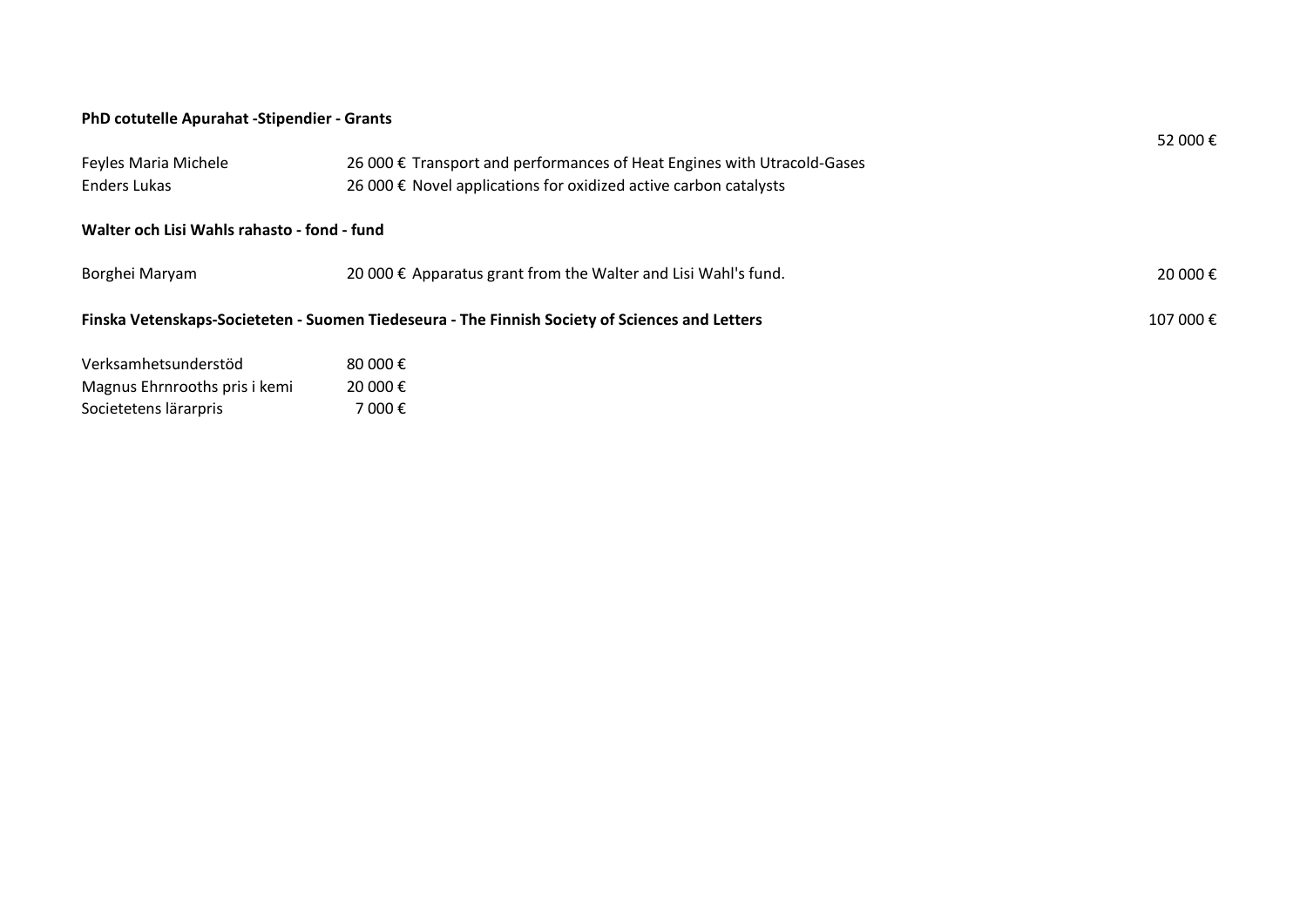**PhD cotutelle Apurahat -Stipendier - Grants**

| | | |
|---|---|---|
| | | 52 000 € |
| Feyles Maria Michele | 26 000 € Transport and performances of Heat Engines with Utracold-Gases | |
| Enders Lukas | 26 000 € Novel applications for oxidized active carbon catalysts | |

**Walter och Lisi Wahls rahasto - fond - fund**

| | | |
|---|---|---|
| Borghei Maryam | 20 000 € Apparatus grant from the Walter and Lisi Wahl's fund. | 20 000 € |

**Finska Vetenskaps-Societeten - Suomen Tiedeseura - The Finnish Society of Sciences and Letters** 107 000 €

| | |
|---|---|
| Verksamhetsunderstöd | 80 000 € |
| Magnus Ehrnrooths pris i kemi | 20 000 € |
| Societetens lärarpris | 7 000 € |